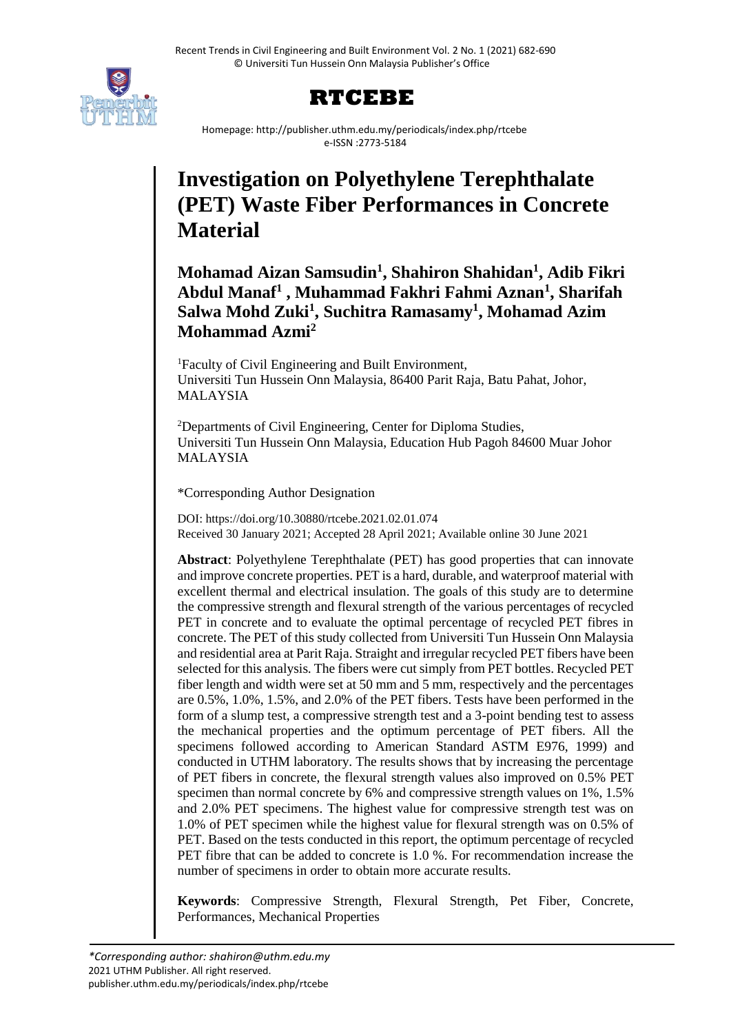# Investigation on Polyethylene Terephthalate (PET) Waste Fiber Performances in Concrete Material

**Mohamad Aizan Samsudin[1], Shahiron Shahidan[1], Adib Fikri Abdul Manaf[1] , Muhammad Fakhri Fahmi Aznan[1], Sharifah Salwa Mohd Zuki[1], Suchitra Ramasamy[1], Mohamad Azim Mohammad Azmi[2]**

[1]Faculty of Civil Engineering and Built Environment, Universiti Tun Hussein Onn Malaysia, 86400 Parit Raja, Batu Pahat, Johor, MALAYSIA

[2]Departments of Civil Engineering, Center for Diploma Studies, Universiti Tun Hussein Onn Malaysia, Education Hub Pagoh 84600 Muar Johor MALAYSIA

*Corresponding Author Designation

DOI: https://doi.org/10.30880/rtcebe.2021.02.01.074
Received 30 January 2021; Accepted 28 April 2021; Available online 30 June 2021

**Abstract**: Polyethylene Terephthalate (PET) has good properties that can innovate and improve concrete properties. PET is a hard, durable, and waterproof material with excellent thermal and electrical insulation. The goals of this study are to determine the compressive strength and flexural strength of the various percentages of recycled PET in concrete and to evaluate the optimal percentage of recycled PET fibres in concrete. The PET of this study collected from Universiti Tun Hussein Onn Malaysia and residential area at Parit Raja. Straight and irregular recycled PET fibers have been selected for this analysis. The fibers were cut simply from PET bottles. Recycled PET fiber length and width were set at 50 mm and 5 mm, respectively and the percentages are 0.5%, 1.0%, 1.5%, and 2.0% of the PET fibers. Tests have been performed in the form of a slump test, a compressive strength test and a 3-point bending test to assess the mechanical properties and the optimum percentage of PET fibers. All the specimens followed according to American Standard ASTM E976, 1999) and conducted in UTHM laboratory. The results shows that by increasing the percentage of PET fibers in concrete, the flexural strength values also improved on 0.5% PET specimen than normal concrete by 6% and compressive strength values on 1%, 1.5% and 2.0% PET specimens. The highest value for compressive strength test was on 1.0% of PET specimen while the highest value for flexural strength was on 0.5% of PET. Based on the tests conducted in this report, the optimum percentage of recycled PET fibre that can be added to concrete is 1.0 %. For recommendation increase the number of specimens in order to obtain more accurate results.

**Keywords**: Compressive Strength, Flexural Strength, Pet Fiber, Concrete, Performances, Mechanical Properties

*\*Corresponding author: shahiron@uthm.edu.my*
2021 UTHM Publisher. All right reserved.
publisher.uthm.edu.my/periodicals/index.php/rtcebe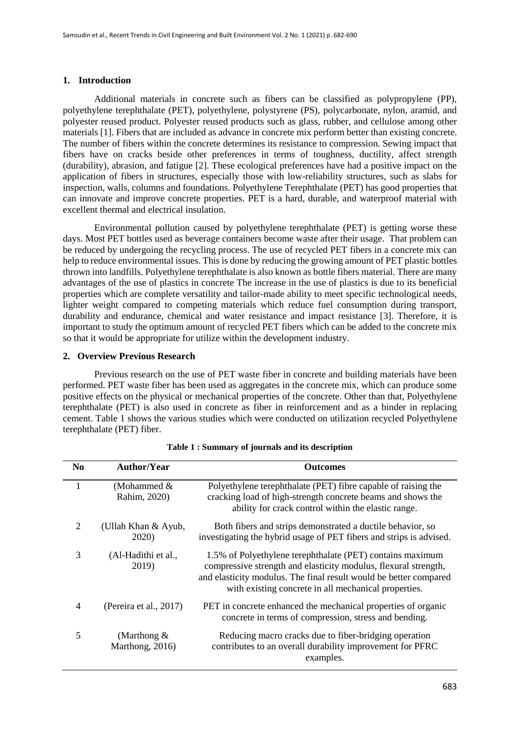## 1. Introduction

Additional materials in concrete such as fibers can be classified as polypropylene (PP), polyethylene terephthalate (PET), polyethylene, polystyrene (PS), polycarbonate, nylon, aramid, and polyester reused product. Polyester reused products such as glass, rubber, and cellulose among other materials [1]. Fibers that are included as advance in concrete mix perform better than existing concrete. The number of fibers within the concrete determines its resistance to compression. Sewing impact that fibers have on cracks beside other preferences in terms of toughness, ductility, affect strength (durability), abrasion, and fatigue [2]. These ecological preferences have had a positive impact on the application of fibers in structures, especially those with low-reliability structures, such as slabs for inspection, walls, columns and foundations. Polyethylene Terephthalate (PET) has good properties that can innovate and improve concrete properties. PET is a hard, durable, and waterproof material with excellent thermal and electrical insulation.

Environmental pollution caused by polyethylene terephthalate (PET) is getting worse these days. Most PET bottles used as beverage containers become waste after their usage. That problem can be reduced by undergoing the recycling process. The use of recycled PET fibers in a concrete mix can help to reduce environmental issues. This is done by reducing the growing amount of PET plastic bottles thrown into landfills. Polyethylene terephthalate is also known as bottle fibers material. There are many advantages of the use of plastics in concrete The increase in the use of plastics is due to its beneficial properties which are complete versatility and tailor-made ability to meet specific technological needs, lighter weight compared to competing materials which reduce fuel consumption during transport, durability and endurance, chemical and water resistance and impact resistance [3]. Therefore, it is important to study the optimum amount of recycled PET fibers which can be added to the concrete mix so that it would be appropriate for utilize within the development industry.

## 2. Overview Previous Research

Previous research on the use of PET waste fiber in concrete and building materials have been performed. PET waste fiber has been used as aggregates in the concrete mix, which can produce some positive effects on the physical or mechanical properties of the concrete. Other than that, Polyethylene terephthalate (PET) is also used in concrete as fiber in reinforcement and as a binder in replacing cement. Table 1 shows the various studies which were conducted on utilization recycled Polyethylene terephthalate (PET) fiber.

**Table 1 : Summary of journals and its description**

| No | Author/Year | Outcomes |
|---|---|---|
| 1 | (Mohammed & Rahim, 2020) | Polyethylene terephthalate (PET) fibre capable of raising the cracking load of high-strength concrete beams and shows the ability for crack control within the elastic range. |
| 2 | (Ullah Khan & Ayub, 2020) | Both fibers and strips demonstrated a ductile behavior, so investigating the hybrid usage of PET fibers and strips is advised. |
| 3 | (Al-Hadithi et al., 2019) | 1.5% of Polyethylene terephthalate (PET) contains maximum compressive strength and elasticity modulus, flexural strength, and elasticity modulus. The final result would be better compared with existing concrete in all mechanical properties. |
| 4 | (Pereira et al., 2017) | PET in concrete enhanced the mechanical properties of organic concrete in terms of compression, stress and bending. |
| 5 | (Marthong & Marthong, 2016) | Reducing macro cracks due to fiber-bridging operation contributes to an overall durability improvement for PFRC examples. |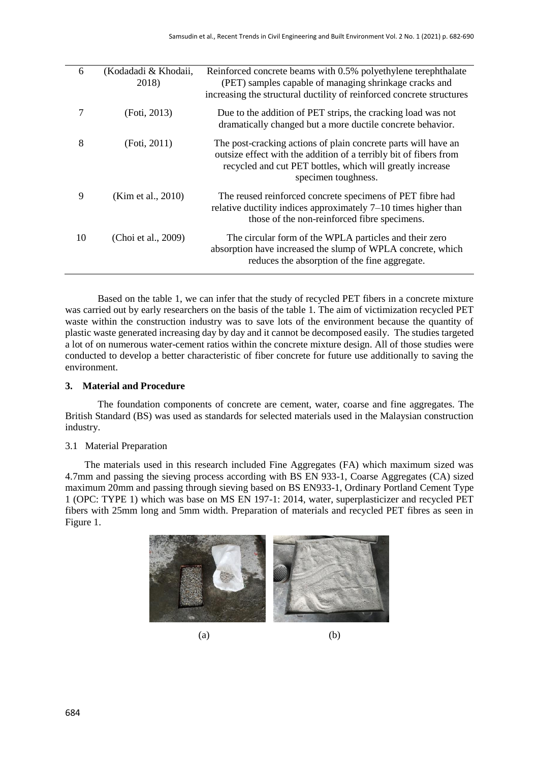| 6 | (Kodadadi & Khodaii, 2018) | Reinforced concrete beams with 0.5% polyethylene terephthalate (PET) samples capable of managing shrinkage cracks and increasing the structural ductility of reinforced concrete structures |
|---|---|---|
| 7 | (Foti, 2013) | Due to the addition of PET strips, the cracking load was not dramatically changed but a more ductile concrete behavior. |
| 8 | (Foti, 2011) | The post-cracking actions of plain concrete parts will have an outsize effect with the addition of a terribly bit of fibers from recycled and cut PET bottles, which will greatly increase specimen toughness. |
| 9 | (Kim et al., 2010) | The reused reinforced concrete specimens of PET fibre had relative ductility indices approximately 7–10 times higher than those of the non-reinforced fibre specimens. |
| 10 | (Choi et al., 2009) | The circular form of the WPLA particles and their zero absorption have increased the slump of WPLA concrete, which reduces the absorption of the fine aggregate. |

Based on the table 1, we can infer that the study of recycled PET fibers in a concrete mixture was carried out by early researchers on the basis of the table 1. The aim of victimization recycled PET waste within the construction industry was to save lots of the environment because the quantity of plastic waste generated increasing day by day and it cannot be decomposed easily. The studies targeted a lot of on numerous water-cement ratios within the concrete mixture design. All of those studies were conducted to develop a better characteristic of fiber concrete for future use additionally to saving the environment.

## 3. Material and Procedure

The foundation components of concrete are cement, water, coarse and fine aggregates. The British Standard (BS) was used as standards for selected materials used in the Malaysian construction industry.

### 3.1 Material Preparation

The materials used in this research included Fine Aggregates (FA) which maximum sized was 4.7mm and passing the sieving process according with BS EN 933-1, Coarse Aggregates (CA) sized maximum 20mm and passing through sieving based on BS EN933-1, Ordinary Portland Cement Type 1 (OPC: TYPE 1) which was base on MS EN 197-1: 2014, water, superplasticizer and recycled PET fibers with 25mm long and 5mm width. Preparation of materials and recycled PET fibres as seen in Figure 1.

(a) (b)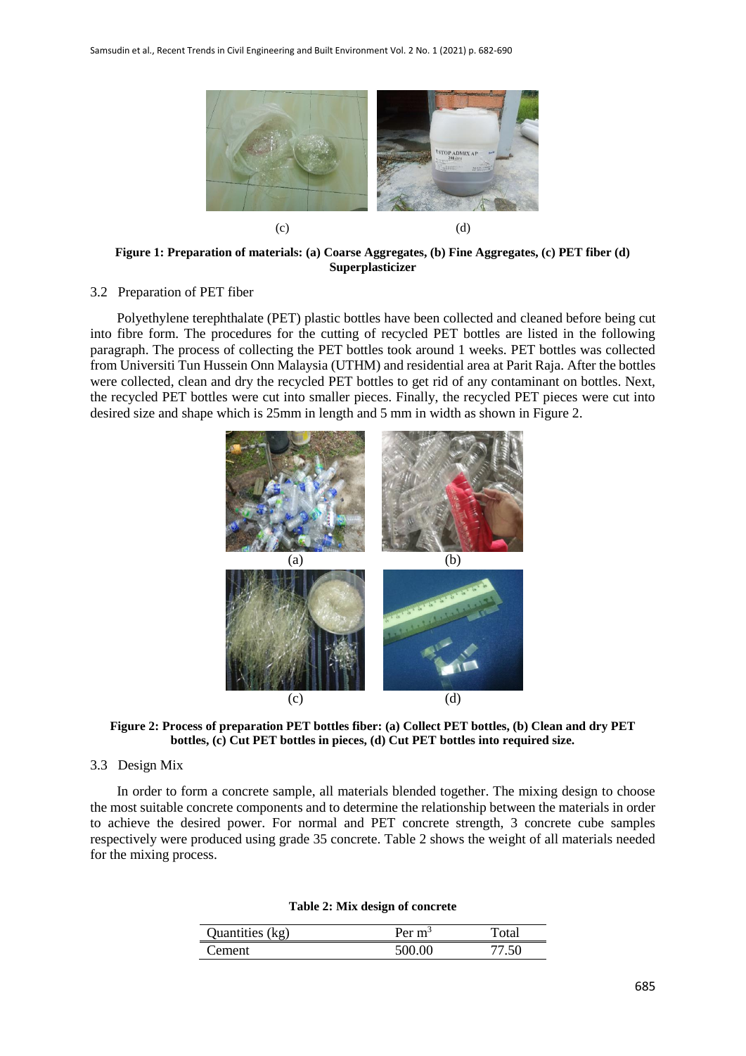(c) (d)

**Figure 1: Preparation of materials: (a) Coarse Aggregates, (b) Fine Aggregates, (c) PET fiber (d) Superplasticizer**

### 3.2 Preparation of PET fiber

Polyethylene terephthalate (PET) plastic bottles have been collected and cleaned before being cut into fibre form. The procedures for the cutting of recycled PET bottles are listed in the following paragraph. The process of collecting the PET bottles took around 1 weeks. PET bottles was collected from Universiti Tun Hussein Onn Malaysia (UTHM) and residential area at Parit Raja. After the bottles were collected, clean and dry the recycled PET bottles to get rid of any contaminant on bottles. Next, the recycled PET bottles were cut into smaller pieces. Finally, the recycled PET pieces were cut into desired size and shape which is 25mm in length and 5 mm in width as shown in Figure 2.

(a) (b)

(c) (d)

**Figure 2: Process of preparation PET bottles fiber: (a) Collect PET bottles, (b) Clean and dry PET bottles, (c) Cut PET bottles in pieces, (d) Cut PET bottles into required size.**

### 3.3 Design Mix

In order to form a concrete sample, all materials blended together. The mixing design to choose the most suitable concrete components and to determine the relationship between the materials in order to achieve the desired power. For normal and PET concrete strength, 3 concrete cube samples respectively were produced using grade 35 concrete. Table 2 shows the weight of all materials needed for the mixing process.

**Table 2: Mix design of concrete**

| Quantities (kg) | Per $m^3$ | Total |
|---|---|---|
| Cement | 500.00 | 77.50 |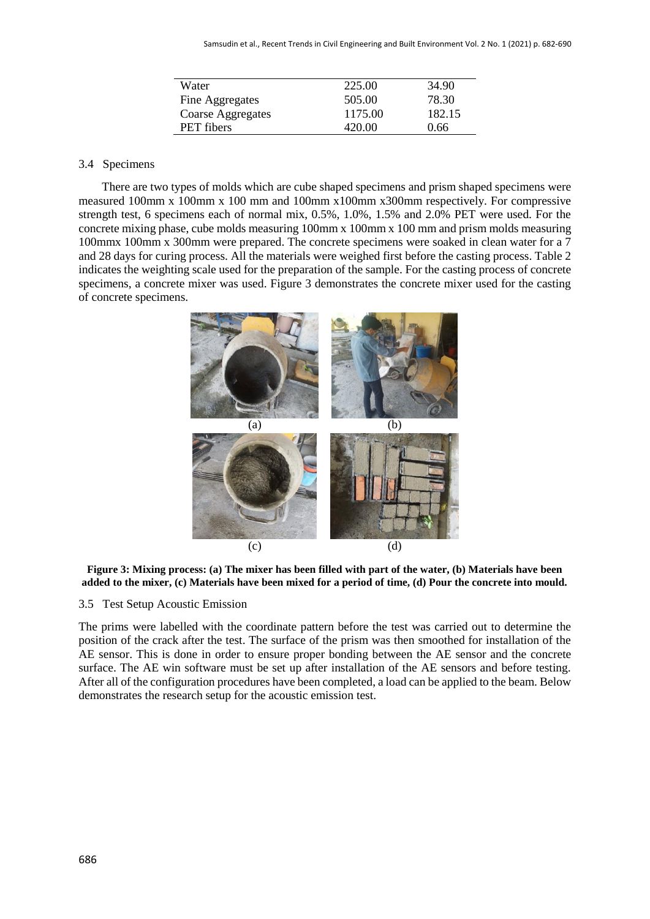| Water | 225.00 | 34.90 |
|---|---|---|
| Fine Aggregates | 505.00 | 78.30 |
| Coarse Aggregates | 1175.00 | 182.15 |
| PET fibers | 420.00 | 0.66 |

### 3.4 Specimens

There are two types of molds which are cube shaped specimens and prism shaped specimens were measured 100mm x 100mm x 100 mm and 100mm x100mm x300mm respectively. For compressive strength test, 6 specimens each of normal mix, 0.5%, 1.0%, 1.5% and 2.0% PET were used. For the concrete mixing phase, cube molds measuring 100mm x 100mm x 100 mm and prism molds measuring 100mmx 100mm x 300mm were prepared. The concrete specimens were soaked in clean water for a 7 and 28 days for curing process. All the materials were weighed first before the casting process. Table 2 indicates the weighting scale used for the preparation of the sample. For the casting process of concrete specimens, a concrete mixer was used. Figure 3 demonstrates the concrete mixer used for the casting of concrete specimens.

(a) (b)

(c) (d)

**Figure 3: Mixing process: (a) The mixer has been filled with part of the water, (b) Materials have been added to the mixer, (c) Materials have been mixed for a period of time, (d) Pour the concrete into mould.**

### 3.5 Test Setup Acoustic Emission

The prims were labelled with the coordinate pattern before the test was carried out to determine the position of the crack after the test. The surface of the prism was then smoothed for installation of the AE sensor. This is done in order to ensure proper bonding between the AE sensor and the concrete surface. The AE win software must be set up after installation of the AE sensors and before testing. After all of the configuration procedures have been completed, a load can be applied to the beam. Below demonstrates the research setup for the acoustic emission test.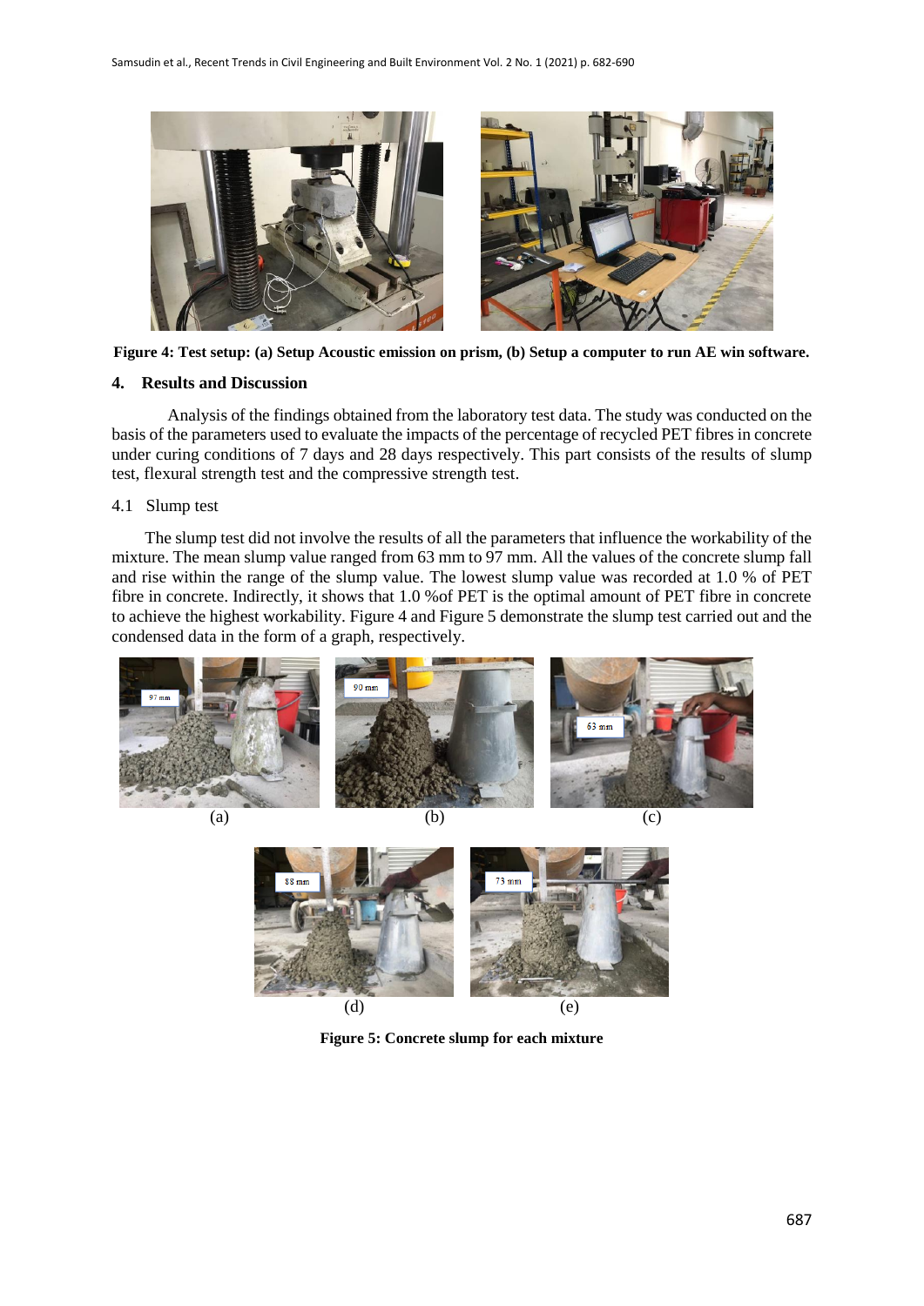Figure 4: Test setup: (a) Setup Acoustic emission on prism, (b) Setup a computer to run AE win software.

## 4. Results and Discussion

Analysis of the findings obtained from the laboratory test data. The study was conducted on the basis of the parameters used to evaluate the impacts of the percentage of recycled PET fibres in concrete under curing conditions of 7 days and 28 days respectively. This part consists of the results of slump test, flexural strength test and the compressive strength test.

### 4.1 Slump test

The slump test did not involve the results of all the parameters that influence the workability of the mixture. The mean slump value ranged from 63 mm to 97 mm. All the values of the concrete slump fall and rise within the range of the slump value. The lowest slump value was recorded at 1.0 % of PET fibre in concrete. Indirectly, it shows that 1.0 %of PET is the optimal amount of PET fibre in concrete to achieve the highest workability. Figure 4 and Figure 5 demonstrate the slump test carried out and the condensed data in the form of a graph, respectively.

(a) 97 mm (b) 90 mm (c) 63 mm

(d) 88 mm (e) 73 mm

Figure 5: Concrete slump for each mixture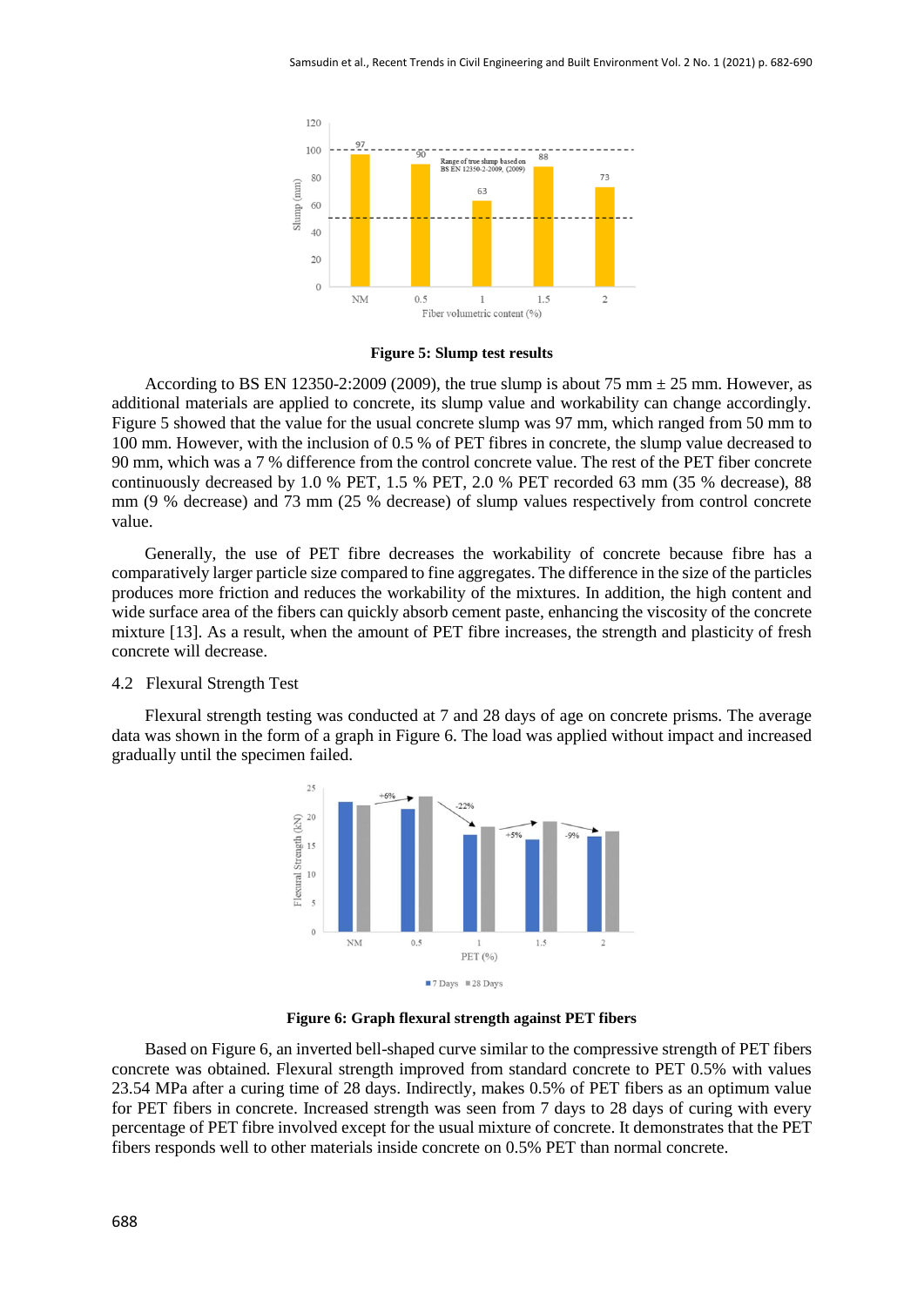**Figure 5: Slump test results**

According to BS EN 12350-2:2009 (2009), the true slump is about 75 mm ± 25 mm. However, as additional materials are applied to concrete, its slump value and workability can change accordingly. Figure 5 showed that the value for the usual concrete slump was 97 mm, which ranged from 50 mm to 100 mm. However, with the inclusion of 0.5 % of PET fibres in concrete, the slump value decreased to 90 mm, which was a 7 % difference from the control concrete value. The rest of the PET fiber concrete continuously decreased by 1.0 % PET, 1.5 % PET, 2.0 % PET recorded 63 mm (35 % decrease), 88 mm (9 % decrease) and 73 mm (25 % decrease) of slump values respectively from control concrete value.

Generally, the use of PET fibre decreases the workability of concrete because fibre has a comparatively larger particle size compared to fine aggregates. The difference in the size of the particles produces more friction and reduces the workability of the mixtures. In addition, the high content and wide surface area of the fibers can quickly absorb cement paste, enhancing the viscosity of the concrete mixture [13]. As a result, when the amount of PET fibre increases, the strength and plasticity of fresh concrete will decrease.

### 4.2 Flexural Strength Test

Flexural strength testing was conducted at 7 and 28 days of age on concrete prisms. The average data was shown in the form of a graph in Figure 6. The load was applied without impact and increased gradually until the specimen failed.

**Figure 6: Graph flexural strength against PET fibers**

Based on Figure 6, an inverted bell-shaped curve similar to the compressive strength of PET fibers concrete was obtained. Flexural strength improved from standard concrete to PET 0.5% with values 23.54 MPa after a curing time of 28 days. Indirectly, makes 0.5% of PET fibers as an optimum value for PET fibers in concrete. Increased strength was seen from 7 days to 28 days of curing with every percentage of PET fibre involved except for the usual mixture of concrete. It demonstrates that the PET fibers responds well to other materials inside concrete on 0.5% PET than normal concrete.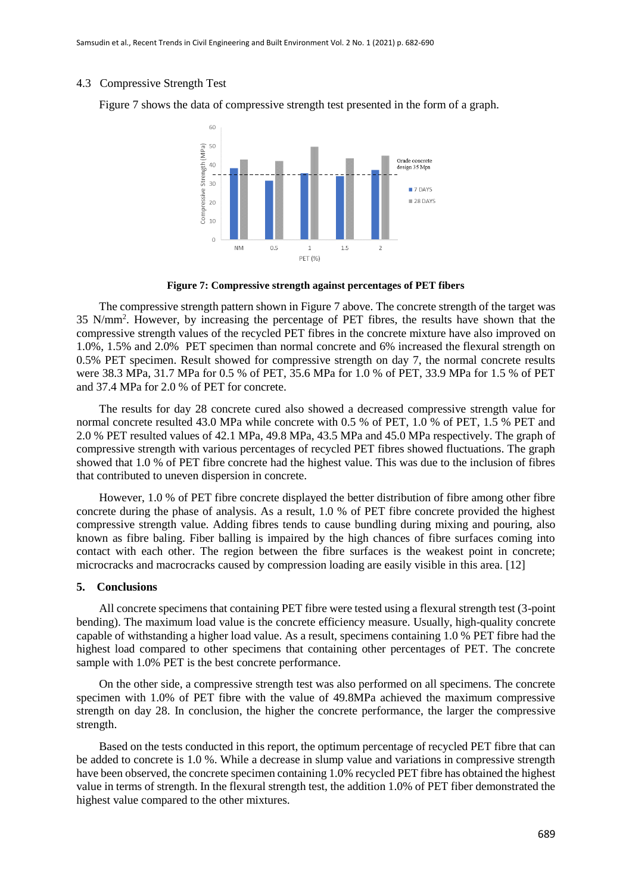### 4.3 Compressive Strength Test

Figure 7 shows the data of compressive strength test presented in the form of a graph.

**Figure 7: Compressive strength against percentages of PET fibers**

The compressive strength pattern shown in Figure 7 above. The concrete strength of the target was 35 N/mm$^2$. However, by increasing the percentage of PET fibres, the results have shown that the compressive strength values of the recycled PET fibres in the concrete mixture have also improved on 1.0%, 1.5% and 2.0% PET specimen than normal concrete and 6% increased the flexural strength on 0.5% PET specimen. Result showed for compressive strength on day 7, the normal concrete results were 38.3 MPa, 31.7 MPa for 0.5 % of PET, 35.6 MPa for 1.0 % of PET, 33.9 MPa for 1.5 % of PET and 37.4 MPa for 2.0 % of PET for concrete.

The results for day 28 concrete cured also showed a decreased compressive strength value for normal concrete resulted 43.0 MPa while concrete with 0.5 % of PET, 1.0 % of PET, 1.5 % PET and 2.0 % PET resulted values of 42.1 MPa, 49.8 MPa, 43.5 MPa and 45.0 MPa respectively. The graph of compressive strength with various percentages of recycled PET fibres showed fluctuations. The graph showed that 1.0 % of PET fibre concrete had the highest value. This was due to the inclusion of fibres that contributed to uneven dispersion in concrete.

However, 1.0 % of PET fibre concrete displayed the better distribution of fibre among other fibre concrete during the phase of analysis. As a result, 1.0 % of PET fibre concrete provided the highest compressive strength value. Adding fibres tends to cause bundling during mixing and pouring, also known as fibre baling. Fiber balling is impaired by the high chances of fibre surfaces coming into contact with each other. The region between the fibre surfaces is the weakest point in concrete; microcracks and macrocracks caused by compression loading are easily visible in this area. [12]

## 5. Conclusions

All concrete specimens that containing PET fibre were tested using a flexural strength test (3-point bending). The maximum load value is the concrete efficiency measure. Usually, high-quality concrete capable of withstanding a higher load value. As a result, specimens containing 1.0 % PET fibre had the highest load compared to other specimens that containing other percentages of PET. The concrete sample with 1.0% PET is the best concrete performance.

On the other side, a compressive strength test was also performed on all specimens. The concrete specimen with 1.0% of PET fibre with the value of 49.8MPa achieved the maximum compressive strength on day 28. In conclusion, the higher the concrete performance, the larger the compressive strength.

Based on the tests conducted in this report, the optimum percentage of recycled PET fibre that can be added to concrete is 1.0 %. While a decrease in slump value and variations in compressive strength have been observed, the concrete specimen containing 1.0% recycled PET fibre has obtained the highest value in terms of strength. In the flexural strength test, the addition 1.0% of PET fiber demonstrated the highest value compared to the other mixtures.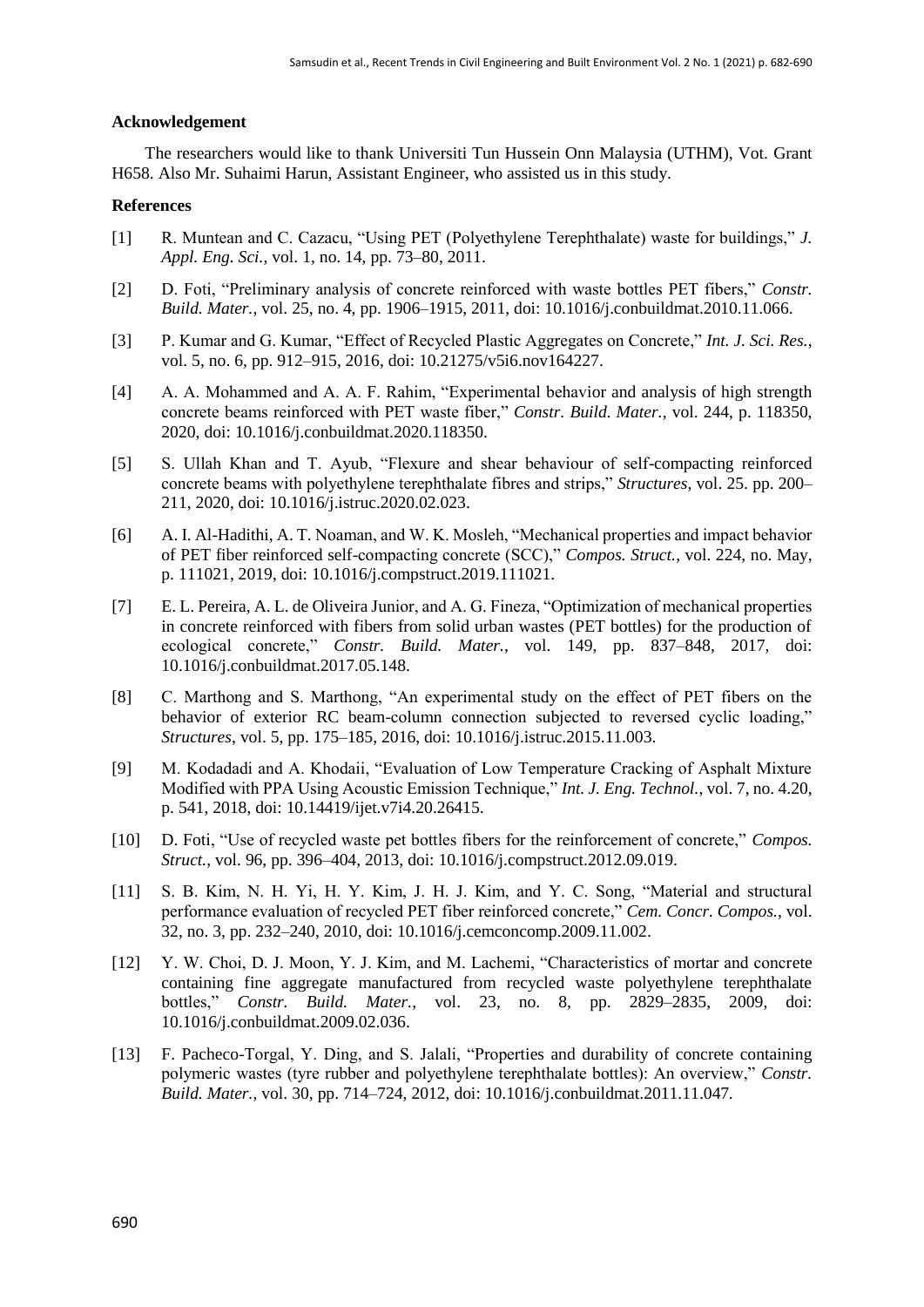### Acknowledgement

The researchers would like to thank Universiti Tun Hussein Onn Malaysia (UTHM), Vot. Grant H658. Also Mr. Suhaimi Harun, Assistant Engineer, who assisted us in this study.

### References

[1] R. Muntean and C. Cazacu, "Using PET (Polyethylene Terephthalate) waste for buildings," *J. Appl. Eng. Sci.*, vol. 1, no. 14, pp. 73–80, 2011.

[2] D. Foti, "Preliminary analysis of concrete reinforced with waste bottles PET fibers," *Constr. Build. Mater.*, vol. 25, no. 4, pp. 1906–1915, 2011, doi: 10.1016/j.conbuildmat.2010.11.066.

[3] P. Kumar and G. Kumar, "Effect of Recycled Plastic Aggregates on Concrete," *Int. J. Sci. Res.*, vol. 5, no. 6, pp. 912–915, 2016, doi: 10.21275/v5i6.nov164227.

[4] A. A. Mohammed and A. A. F. Rahim, "Experimental behavior and analysis of high strength concrete beams reinforced with PET waste fiber," *Constr. Build. Mater.*, vol. 244, p. 118350, 2020, doi: 10.1016/j.conbuildmat.2020.118350.

[5] S. Ullah Khan and T. Ayub, "Flexure and shear behaviour of self-compacting reinforced concrete beams with polyethylene terephthalate fibres and strips," *Structures*, vol. 25. pp. 200–211, 2020, doi: 10.1016/j.istruc.2020.02.023.

[6] A. I. Al-Hadithi, A. T. Noaman, and W. K. Mosleh, "Mechanical properties and impact behavior of PET fiber reinforced self-compacting concrete (SCC)," *Compos. Struct.*, vol. 224, no. May, p. 111021, 2019, doi: 10.1016/j.compstruct.2019.111021.

[7] E. L. Pereira, A. L. de Oliveira Junior, and A. G. Fineza, "Optimization of mechanical properties in concrete reinforced with fibers from solid urban wastes (PET bottles) for the production of ecological concrete," *Constr. Build. Mater.*, vol. 149, pp. 837–848, 2017, doi: 10.1016/j.conbuildmat.2017.05.148.

[8] C. Marthong and S. Marthong, "An experimental study on the effect of PET fibers on the behavior of exterior RC beam-column connection subjected to reversed cyclic loading," *Structures*, vol. 5, pp. 175–185, 2016, doi: 10.1016/j.istruc.2015.11.003.

[9] M. Kodadadi and A. Khodaii, "Evaluation of Low Temperature Cracking of Asphalt Mixture Modified with PPA Using Acoustic Emission Technique," *Int. J. Eng. Technol.*, vol. 7, no. 4.20, p. 541, 2018, doi: 10.14419/ijet.v7i4.20.26415.

[10] D. Foti, "Use of recycled waste pet bottles fibers for the reinforcement of concrete," *Compos. Struct.*, vol. 96, pp. 396–404, 2013, doi: 10.1016/j.compstruct.2012.09.019.

[11] S. B. Kim, N. H. Yi, H. Y. Kim, J. H. J. Kim, and Y. C. Song, "Material and structural performance evaluation of recycled PET fiber reinforced concrete," *Cem. Concr. Compos.*, vol. 32, no. 3, pp. 232–240, 2010, doi: 10.1016/j.cemconcomp.2009.11.002.

[12] Y. W. Choi, D. J. Moon, Y. J. Kim, and M. Lachemi, "Characteristics of mortar and concrete containing fine aggregate manufactured from recycled waste polyethylene terephthalate bottles," *Constr. Build. Mater.*, vol. 23, no. 8, pp. 2829–2835, 2009, doi: 10.1016/j.conbuildmat.2009.02.036.

[13] F. Pacheco-Torgal, Y. Ding, and S. Jalali, "Properties and durability of concrete containing polymeric wastes (tyre rubber and polyethylene terephthalate bottles): An overview," *Constr. Build. Mater.*, vol. 30, pp. 714–724, 2012, doi: 10.1016/j.conbuildmat.2011.11.047.